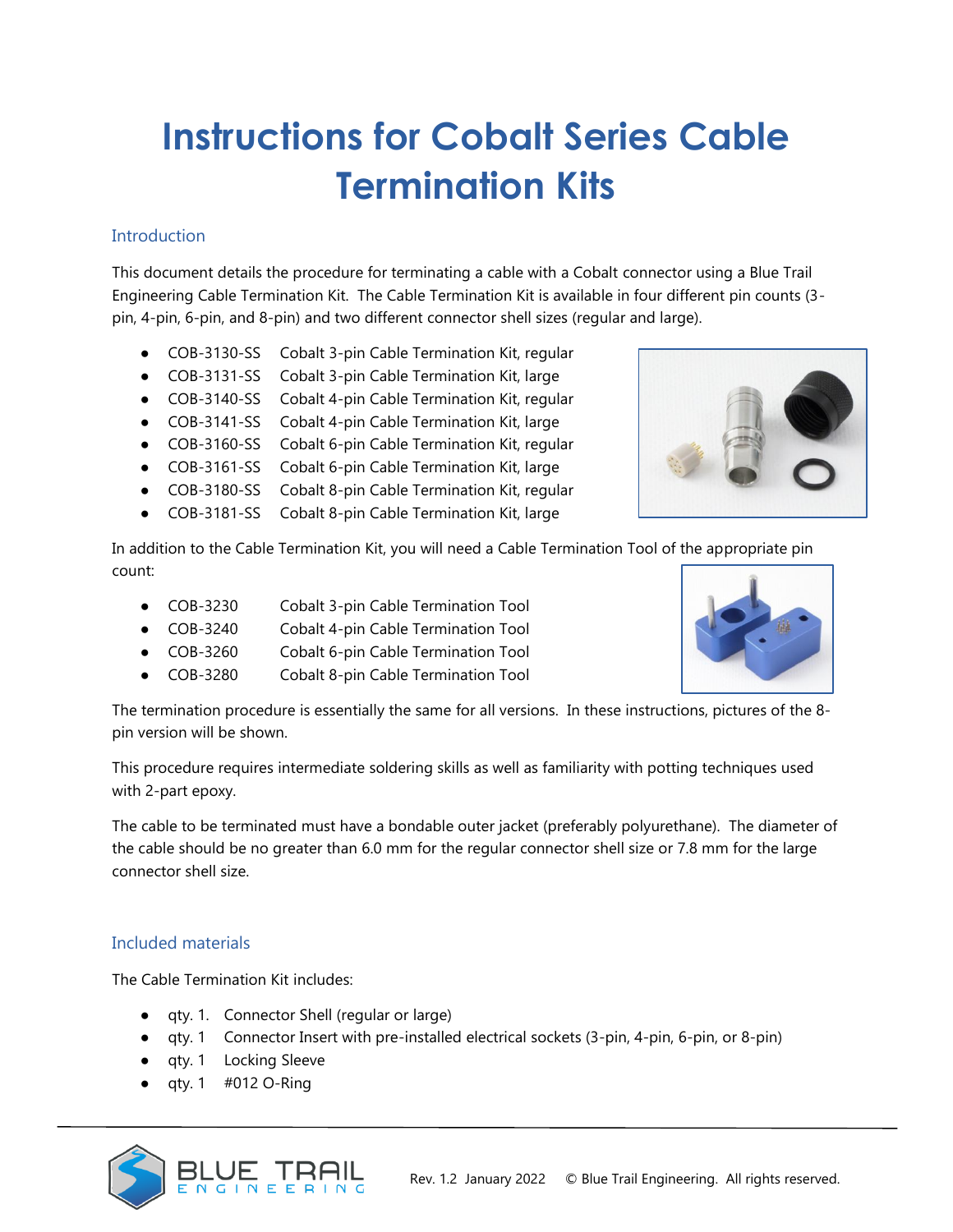# Instructions for Cobalt Series Cable Termination Kits

## Introduction

This document details the procedure for terminating a cable with a Cobalt connector using a Blue Trail Engineering Cable Termination Kit. The Cable Termination Kit is available in four different pin counts (3-pin, 4-pin, 6-pin, and 8-pin) and two different connector shell sizes (regular and large).

- COB-3130-SS Cobalt 3-pin Cable Termination Kit, regular
- COB-3131-SS Cobalt 3-pin Cable Termination Kit, large
- COB-3140-SS Cobalt 4-pin Cable Termination Kit, regular
- COB-3141-SS Cobalt 4-pin Cable Termination Kit, large
- COB-3160-SS Cobalt 6-pin Cable Termination Kit, regular
- COB-3161-SS Cobalt 6-pin Cable Termination Kit, large
- COB-3180-SS Cobalt 8-pin Cable Termination Kit, regular
- COB-3181-SS Cobalt 8-pin Cable Termination Kit, large

In addition to the Cable Termination Kit, you will need a Cable Termination Tool of the appropriate pin count:

- COB-3230 Cobalt 3-pin Cable Termination Tool
- COB-3240 Cobalt 4-pin Cable Termination Tool
- COB-3260 Cobalt 6-pin Cable Termination Tool
- COB-3280 Cobalt 8-pin Cable Termination Tool

The termination procedure is essentially the same for all versions. In these instructions, pictures of the 8-pin version will be shown.

This procedure requires intermediate soldering skills as well as familiarity with potting techniques used with 2-part epoxy.

The cable to be terminated must have a bondable outer jacket (preferably polyurethane). The diameter of the cable should be no greater than 6.0 mm for the regular connector shell size or 7.8 mm for the large connector shell size.

## Included materials

The Cable Termination Kit includes:

- qty. 1. Connector Shell (regular or large)
- qty. 1 Connector Insert with pre-installed electrical sockets (3-pin, 4-pin, 6-pin, or 8-pin)
- qty. 1 Locking Sleeve
- qty. 1 #012 O-Ring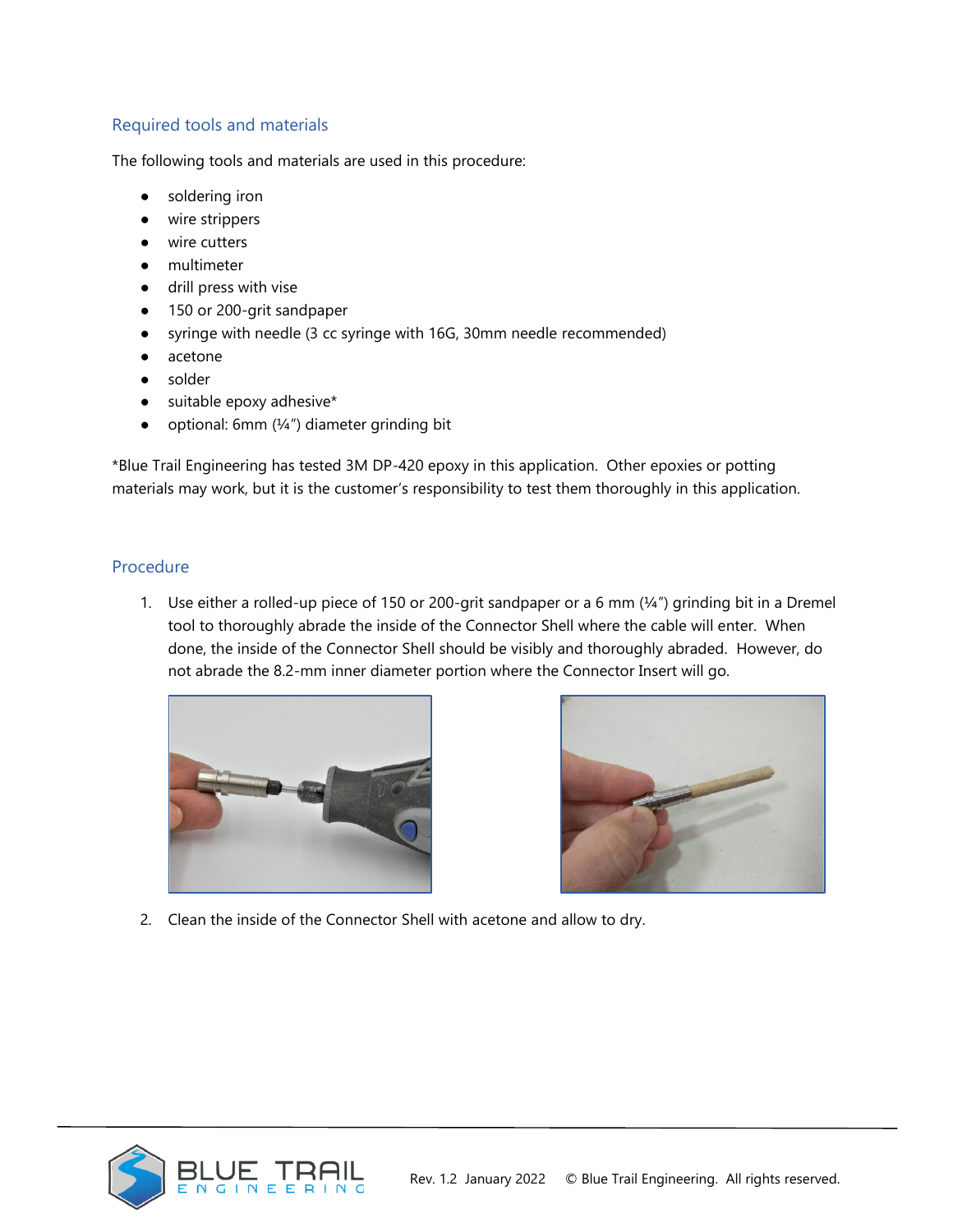## Required tools and materials

The following tools and materials are used in this procedure:

- soldering iron
- wire strippers
- wire cutters
- multimeter
- drill press with vise
- 150 or 200-grit sandpaper
- syringe with needle (3 cc syringe with 16G, 30mm needle recommended)
- acetone
- solder
- suitable epoxy adhesive*
- optional: 6mm (¼") diameter grinding bit

*Blue Trail Engineering has tested 3M DP-420 epoxy in this application. Other epoxies or potting materials may work, but it is the customer's responsibility to test them thoroughly in this application.

## Procedure

1. Use either a rolled-up piece of 150 or 200-grit sandpaper or a 6 mm (¼") grinding bit in a Dremel tool to thoroughly abrade the inside of the Connector Shell where the cable will enter. When done, the inside of the Connector Shell should be visibly and thoroughly abraded. However, do not abrade the 8.2-mm inner diameter portion where the Connector Insert will go.

2. Clean the inside of the Connector Shell with acetone and allow to dry.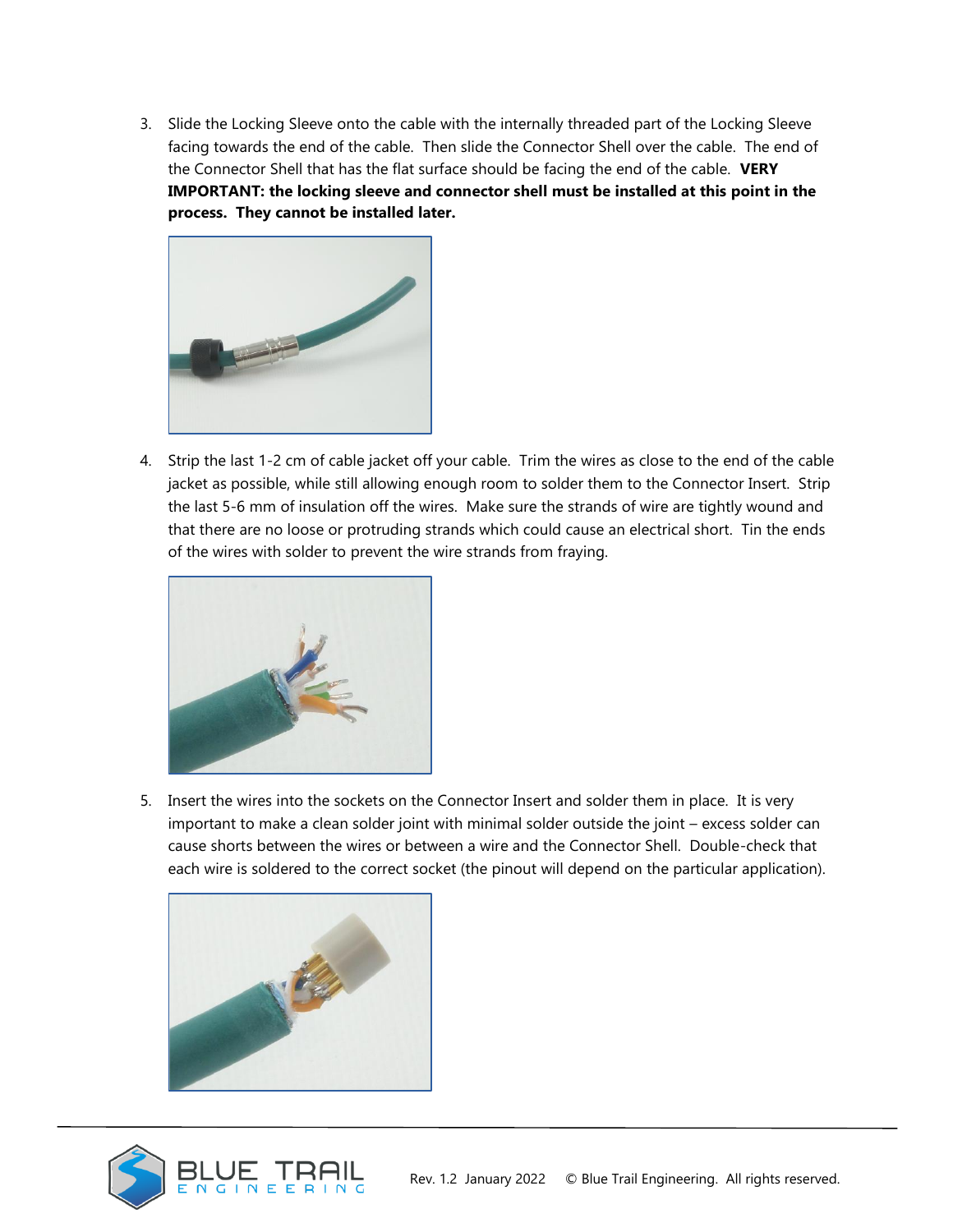3. Slide the Locking Sleeve onto the cable with the internally threaded part of the Locking Sleeve facing towards the end of the cable. Then slide the Connector Shell over the cable. The end of the Connector Shell that has the flat surface should be facing the end of the cable. **VERY IMPORTANT: the locking sleeve and connector shell must be installed at this point in the process. They cannot be installed later.**

4. Strip the last 1-2 cm of cable jacket off your cable. Trim the wires as close to the end of the cable jacket as possible, while still allowing enough room to solder them to the Connector Insert. Strip the last 5-6 mm of insulation off the wires. Make sure the strands of wire are tightly wound and that there are no loose or protruding strands which could cause an electrical short. Tin the ends of the wires with solder to prevent the wire strands from fraying.

5. Insert the wires into the sockets on the Connector Insert and solder them in place. It is very important to make a clean solder joint with minimal solder outside the joint – excess solder can cause shorts between the wires or between a wire and the Connector Shell. Double-check that each wire is soldered to the correct socket (the pinout will depend on the particular application).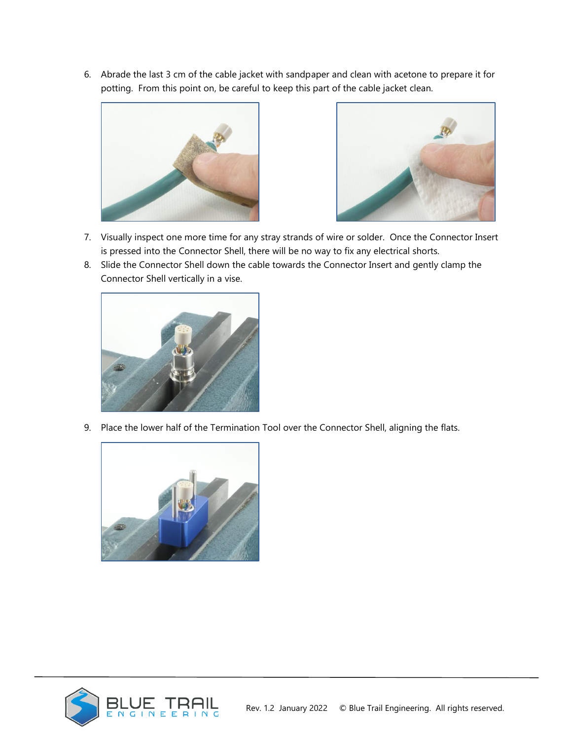6. Abrade the last 3 cm of the cable jacket with sandpaper and clean with acetone to prepare it for potting. From this point on, be careful to keep this part of the cable jacket clean.

7. Visually inspect one more time for any stray strands of wire or solder. Once the Connector Insert is pressed into the Connector Shell, there will be no way to fix any electrical shorts.
8. Slide the Connector Shell down the cable towards the Connector Insert and gently clamp the Connector Shell vertically in a vise.

9. Place the lower half of the Termination Tool over the Connector Shell, aligning the flats.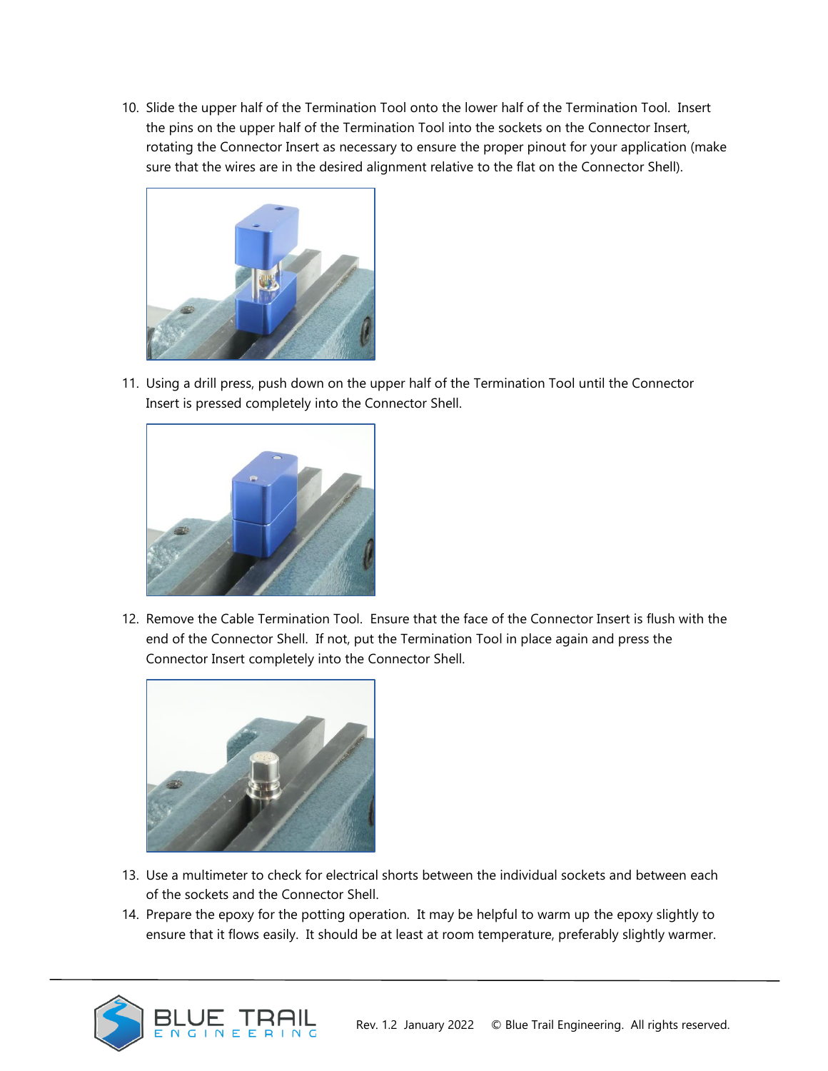10. Slide the upper half of the Termination Tool onto the lower half of the Termination Tool. Insert the pins on the upper half of the Termination Tool into the sockets on the Connector Insert, rotating the Connector Insert as necessary to ensure the proper pinout for your application (make sure that the wires are in the desired alignment relative to the flat on the Connector Shell).

11. Using a drill press, push down on the upper half of the Termination Tool until the Connector Insert is pressed completely into the Connector Shell.

12. Remove the Cable Termination Tool. Ensure that the face of the Connector Insert is flush with the end of the Connector Shell. If not, put the Termination Tool in place again and press the Connector Insert completely into the Connector Shell.

13. Use a multimeter to check for electrical shorts between the individual sockets and between each of the sockets and the Connector Shell.
14. Prepare the epoxy for the potting operation. It may be helpful to warm up the epoxy slightly to ensure that it flows easily. It should be at least at room temperature, preferably slightly warmer.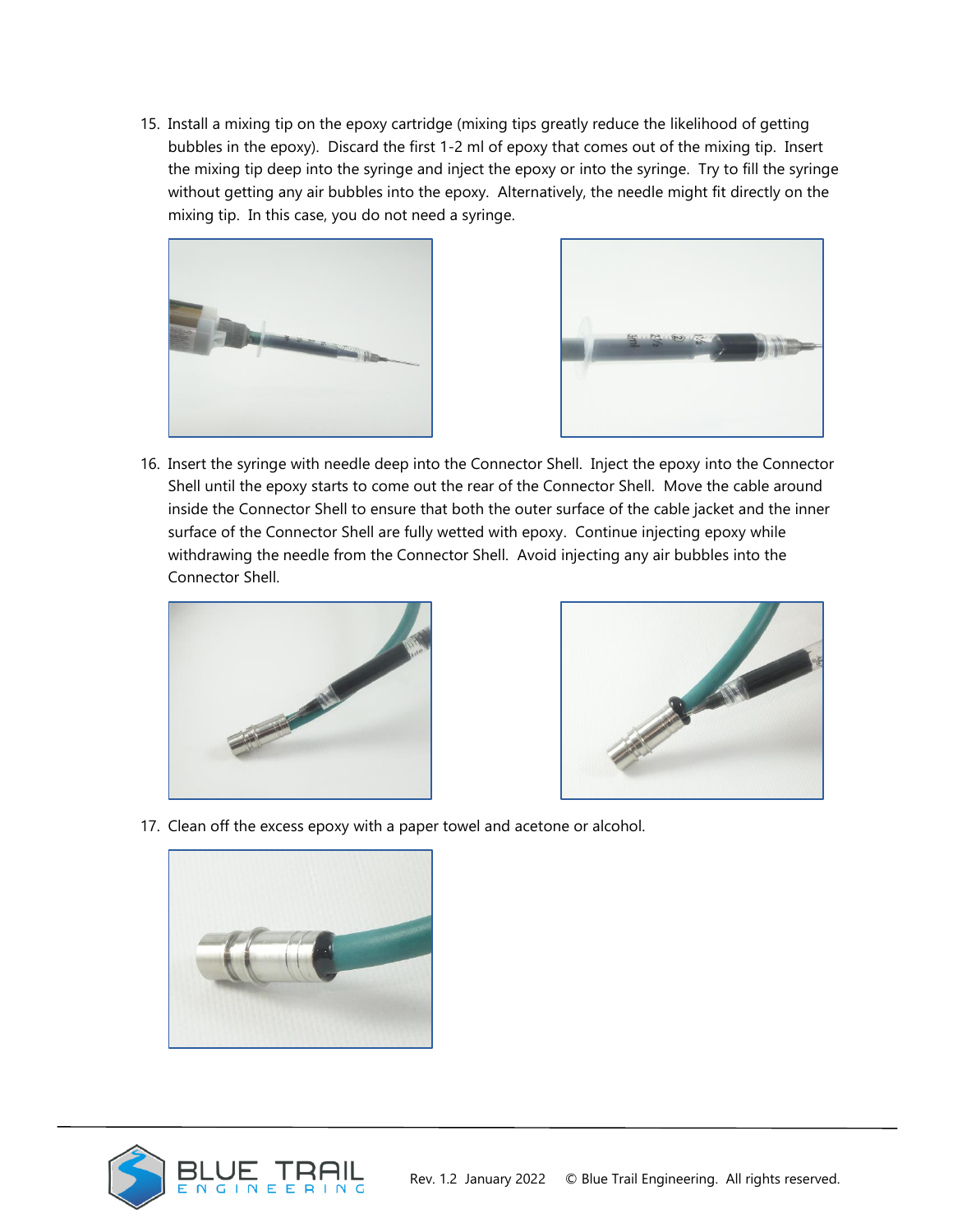15. Install a mixing tip on the epoxy cartridge (mixing tips greatly reduce the likelihood of getting bubbles in the epoxy). Discard the first 1-2 ml of epoxy that comes out of the mixing tip. Insert the mixing tip deep into the syringe and inject the epoxy or into the syringe. Try to fill the syringe without getting any air bubbles into the epoxy. Alternatively, the needle might fit directly on the mixing tip. In this case, you do not need a syringe.

16. Insert the syringe with needle deep into the Connector Shell. Inject the epoxy into the Connector Shell until the epoxy starts to come out the rear of the Connector Shell. Move the cable around inside the Connector Shell to ensure that both the outer surface of the cable jacket and the inner surface of the Connector Shell are fully wetted with epoxy. Continue injecting epoxy while withdrawing the needle from the Connector Shell. Avoid injecting any air bubbles into the Connector Shell.

17. Clean off the excess epoxy with a paper towel and acetone or alcohol.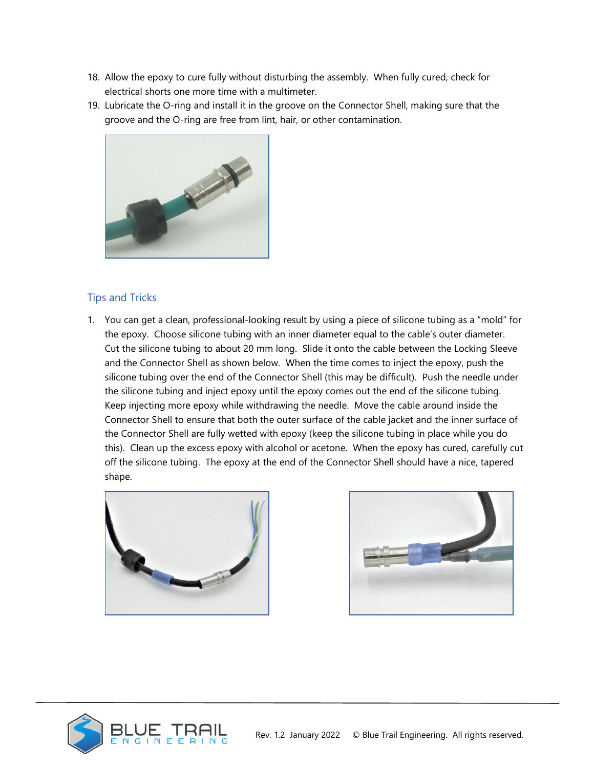18. Allow the epoxy to cure fully without disturbing the assembly. When fully cured, check for electrical shorts one more time with a multimeter.
19. Lubricate the O-ring and install it in the groove on the Connector Shell, making sure that the groove and the O-ring are free from lint, hair, or other contamination.

## Tips and Tricks

1. You can get a clean, professional-looking result by using a piece of silicone tubing as a "mold" for the epoxy. Choose silicone tubing with an inner diameter equal to the cable's outer diameter. Cut the silicone tubing to about 20 mm long. Slide it onto the cable between the Locking Sleeve and the Connector Shell as shown below. When the time comes to inject the epoxy, push the silicone tubing over the end of the Connector Shell (this may be difficult). Push the needle under the silicone tubing and inject epoxy until the epoxy comes out the end of the silicone tubing. Keep injecting more epoxy while withdrawing the needle. Move the cable around inside the Connector Shell to ensure that both the outer surface of the cable jacket and the inner surface of the Connector Shell are fully wetted with epoxy (keep the silicone tubing in place while you do this). Clean up the excess epoxy with alcohol or acetone. When the epoxy has cured, carefully cut off the silicone tubing. The epoxy at the end of the Connector Shell should have a nice, tapered shape.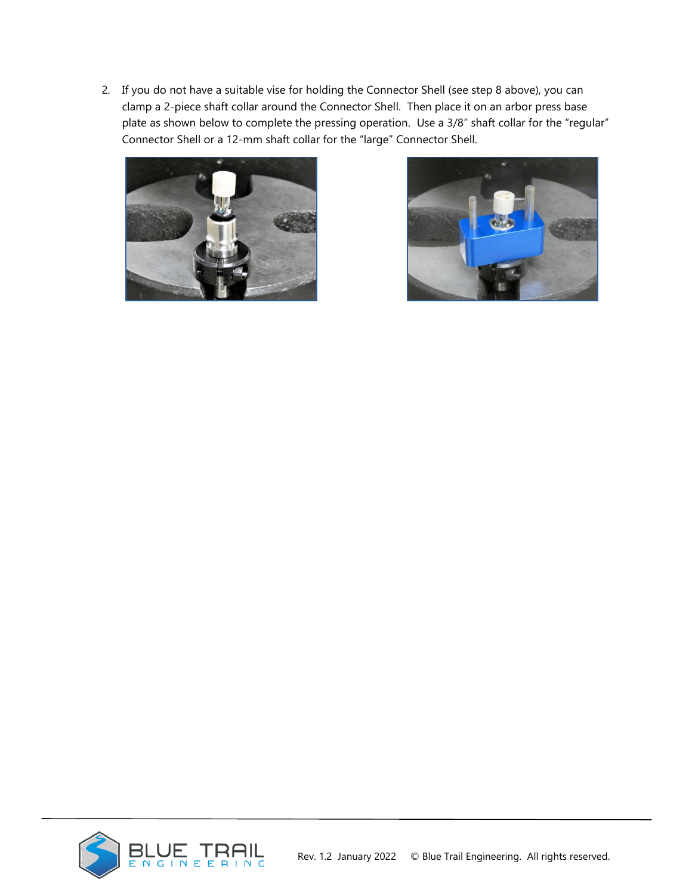2. If you do not have a suitable vise for holding the Connector Shell (see step 8 above), you can clamp a 2-piece shaft collar around the Connector Shell. Then place it on an arbor press base plate as shown below to complete the pressing operation. Use a 3/8" shaft collar for the "regular" Connector Shell or a 12-mm shaft collar for the "large" Connector Shell.